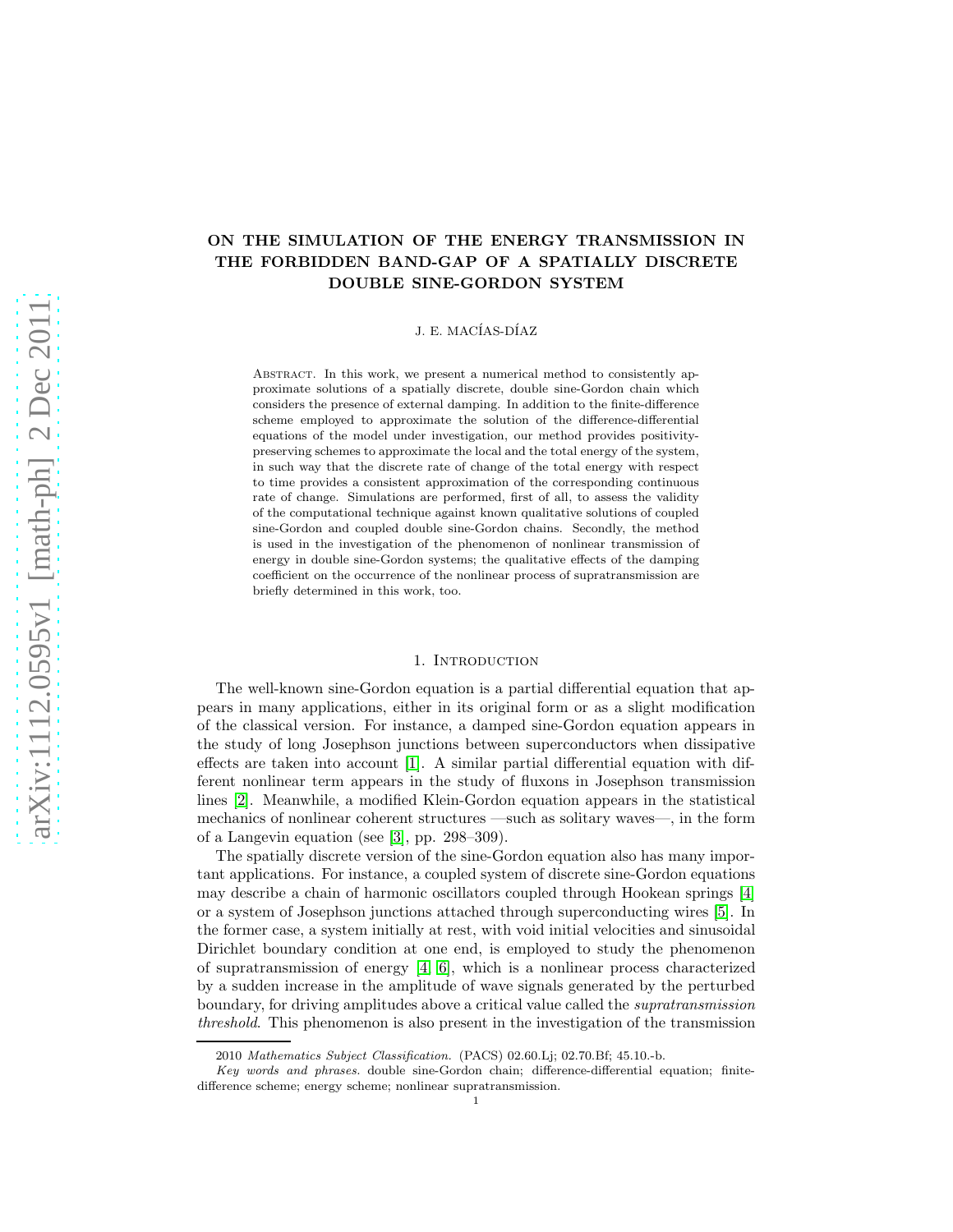# ON THE SIMULATION OF THE ENERGY TRANSMISSION IN THE FORBIDDEN BAND-GAP OF A SPATIALLY DISCRETE DOUBLE SINE-GORDON SYSTEM

J. E. MACÍAS-DÍAZ

ABSTRACT. In this work, we present a numerical method to consistently approximate solutions of a spatially discrete, double sine-Gordon chain which considers the presence of external damping. In addition to the finite-difference scheme employed to approximate the solution of the difference-differential equations of the model under investigation, our method provides positivity-preserving schemes to approximate the local and the total energy of the system, in such way that the discrete rate of change of the total energy with respect to time provides a consistent approximation of the corresponding continuous rate of change. Simulations are performed, first of all, to assess the validity of the computational technique against known qualitative solutions of coupled sine-Gordon and coupled double sine-Gordon chains. Secondly, the method is used in the investigation of the phenomenon of nonlinear transmission of energy in double sine-Gordon systems; the qualitative effects of the damping coefficient on the occurrence of the nonlinear process of supratransmission are briefly determined in this work, too.

## 1. INTRODUCTION

The well-known sine-Gordon equation is a partial differential equation that appears in many applications, either in its original form or as a slight modification of the classical version. For instance, a damped sine-Gordon equation appears in the study of long Josephson junctions between superconductors when dissipative effects are taken into account [1]. A similar partial differential equation with different nonlinear term appears in the study of fluxons in Josephson transmission lines [2]. Meanwhile, a modified Klein-Gordon equation appears in the statistical mechanics of nonlinear coherent structures —such as solitary waves—, in the form of a Langevin equation (see [3], pp. 298–309).

The spatially discrete version of the sine-Gordon equation also has many important applications. For instance, a coupled system of discrete sine-Gordon equations may describe a chain of harmonic oscillators coupled through Hookean springs [4] or a system of Josephson junctions attached through superconducting wires [5]. In the former case, a system initially at rest, with void initial velocities and sinusoidal Dirichlet boundary condition at one end, is employed to study the phenomenon of supratransmission of energy [4, 6], which is a nonlinear process characterized by a sudden increase in the amplitude of wave signals generated by the perturbed boundary, for driving amplitudes above a critical value called the *supratransmission threshold*. This phenomenon is also present in the investigation of the transmission

2010 *Mathematics Subject Classification.* (PACS) 02.60.Lj; 02.70.Bf; 45.10.-b.

*Key words and phrases.* double sine-Gordon chain; difference-differential equation; finite-difference scheme; energy scheme; nonlinear supratransmission.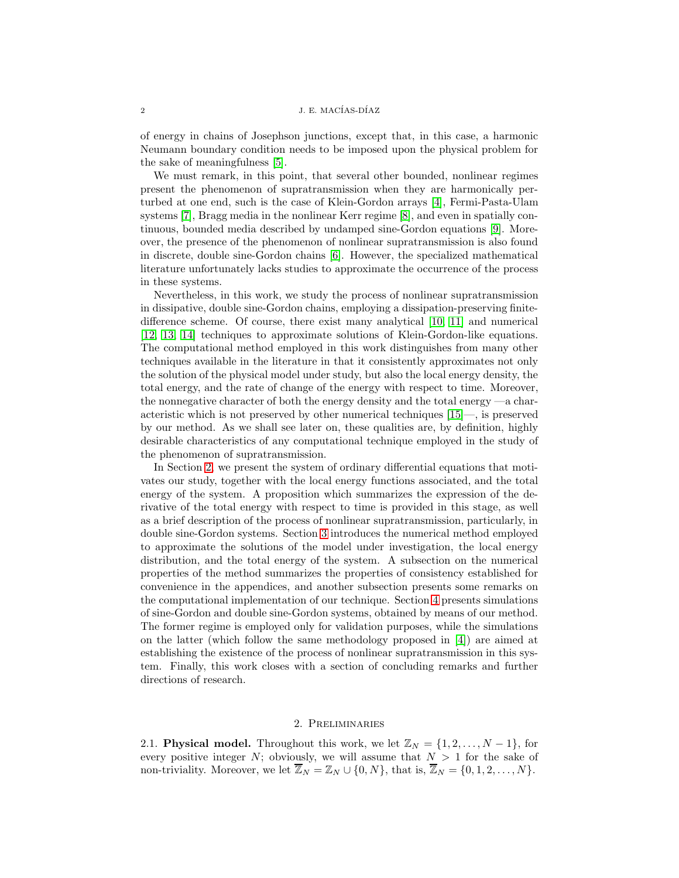of energy in chains of Josephson junctions, except that, in this case, a harmonic Neumann boundary condition needs to be imposed upon the physical problem for the sake of meaningfulness [5].

We must remark, in this point, that several other bounded, nonlinear regimes present the phenomenon of supratransmission when they are harmonically perturbed at one end, such is the case of Klein-Gordon arrays [4], Fermi-Pasta-Ulam systems [7], Bragg media in the nonlinear Kerr regime [8], and even in spatially continuous, bounded media described by undamped sine-Gordon equations [9]. Moreover, the presence of the phenomenon of nonlinear supratransmission is also found in discrete, double sine-Gordon chains [6]. However, the specialized mathematical literature unfortunately lacks studies to approximate the occurrence of the process in these systems.

Nevertheless, in this work, we study the process of nonlinear supratransmission in dissipative, double sine-Gordon chains, employing a dissipation-preserving finite-difference scheme. Of course, there exist many analytical [10, 11] and numerical [12, 13, 14] techniques to approximate solutions of Klein-Gordon-like equations. The computational method employed in this work distinguishes from many other techniques available in the literature in that it consistently approximates not only the solution of the physical model under study, but also the local energy density, the total energy, and the rate of change of the energy with respect to time. Moreover, the nonnegative character of both the energy density and the total energy —a characteristic which is not preserved by other numerical techniques [15]—, is preserved by our method. As we shall see later on, these qualities are, by definition, highly desirable characteristics of any computational technique employed in the study of the phenomenon of supratransmission.

In Section 2, we present the system of ordinary differential equations that motivates our study, together with the local energy functions associated, and the total energy of the system. A proposition which summarizes the expression of the derivative of the total energy with respect to time is provided in this stage, as well as a brief description of the process of nonlinear supratransmission, particularly, in double sine-Gordon systems. Section 3 introduces the numerical method employed to approximate the solutions of the model under investigation, the local energy distribution, and the total energy of the system. A subsection on the numerical properties of the method summarizes the properties of consistency established for convenience in the appendices, and another subsection presents some remarks on the computational implementation of our technique. Section 4 presents simulations of sine-Gordon and double sine-Gordon systems, obtained by means of our method. The former regime is employed only for validation purposes, while the simulations on the latter (which follow the same methodology proposed in [4]) are aimed at establishing the existence of the process of nonlinear supratransmission in this system. Finally, this work closes with a section of concluding remarks and further directions of research.

## 2. Preliminaries

**2.1. Physical model.** Throughout this work, we let $\mathbb{Z}_N = \{1, 2, \ldots, N-1\}$, for every positive integer $N$; obviously, we will assume that $N > 1$ for the sake of non-triviality. Moreover, we let $\overline{\mathbb{Z}}_N = \mathbb{Z}_N \cup \{0, N\}$, that is, $\overline{\mathbb{Z}}_N = \{0, 1, 2, \ldots, N\}$.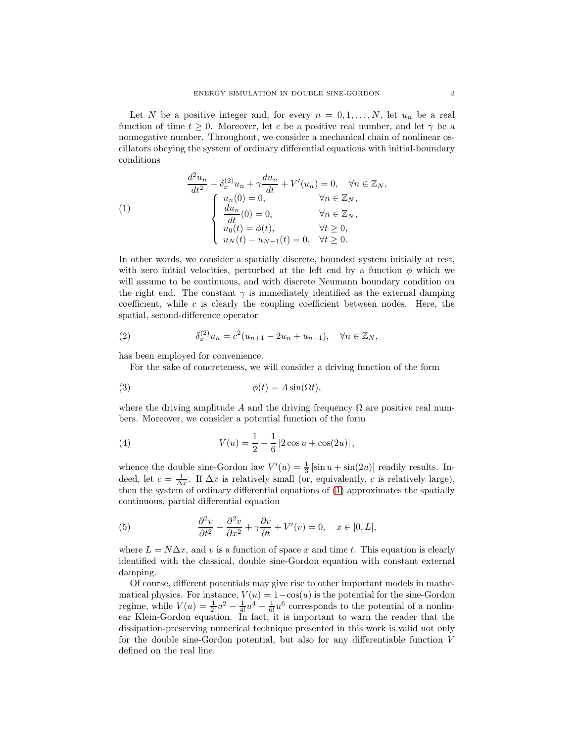Let $N$ be a positive integer and, for every $n = 0, 1, \ldots, N$, let $u_n$ be a real function of time $t \geq 0$. Moreover, let $c$ be a positive real number, and let $\gamma$ be a nonnegative number. Throughout, we consider a mechanical chain of nonlinear oscillators obeying the system of ordinary differential equations with initial-boundary conditions

$$
\begin{aligned}
&\frac{d^2 u_n}{dt^2} - \delta_x^{(2)} u_n + \gamma \frac{du_n}{dt} + V'(u_n) = 0, \quad \forall n \in \mathbb{Z}_N, \\
&\left\{ \begin{array}{ll}
u_n(0) = 0, & \forall n \in \mathbb{Z}_N, \\
\dfrac{du_n}{dt}(0) = 0, & \forall n \in \mathbb{Z}_N, \\
u_0(t) = \phi(t), & \forall t \geq 0, \\
u_N(t) - u_{N-1}(t) = 0, & \forall t \geq 0.
\end{array} \right.
\end{aligned} \tag{1}
$$

In other words, we consider a spatially discrete, bounded system initially at rest, with zero initial velocities, perturbed at the left end by a function $\phi$ which we will assume to be continuous, and with discrete Neumann boundary condition on the right end. The constant $\gamma$ is immediately identified as the external damping coefficient, while $c$ is clearly the coupling coefficient between nodes. Here, the spatial, second-difference operator

$$
\delta_x^{(2)} u_n = c^2 (u_{n+1} - 2u_n + u_{n-1}), \quad \forall n \in \mathbb{Z}_N, \tag{2}
$$

has been employed for convenience.

For the sake of concreteness, we will consider a driving function of the form

$$
\phi(t) = A \sin(\Omega t), \tag{3}
$$

where the driving amplitude $A$ and the driving frequency $\Omega$ are positive real numbers. Moreover, we consider a potential function of the form

$$
V(u) = \frac{1}{2} - \frac{1}{6} \left[ 2\cos u + \cos(2u) \right], \tag{4}
$$

whence the double sine-Gordon law $V'(u) = \frac{1}{3} \left[ \sin u + \sin(2u) \right]$ readily results. Indeed, let $c = \frac{1}{\Delta x}$. If $\Delta x$ is relatively small (or, equivalently, $c$ is relatively large), then the system of ordinary differential equations of (1) approximates the spatially continuous, partial differential equation

$$
\frac{\partial^2 v}{\partial t^2} - \frac{\partial^2 v}{\partial x^2} + \gamma \frac{\partial v}{\partial t} + V'(v) = 0, \quad x \in [0, L], \tag{5}
$$

where $L = N \Delta x$, and $v$ is a function of space $x$ and time $t$. This equation is clearly identified with the classical, double sine-Gordon equation with constant external damping.

Of course, different potentials may give rise to other important models in mathematical physics. For instance, $V(u) = 1 - \cos(u)$ is the potential for the sine-Gordon regime, while $V(u) = \frac{1}{2!}u^2 - \frac{1}{4!}u^4 + \frac{1}{6!}u^6$ corresponds to the potential of a nonlinear Klein-Gordon equation. In fact, it is important to warn the reader that the dissipation-preserving numerical technique presented in this work is valid not only for the double sine-Gordon potential, but also for any differentiable function $V$ defined on the real line.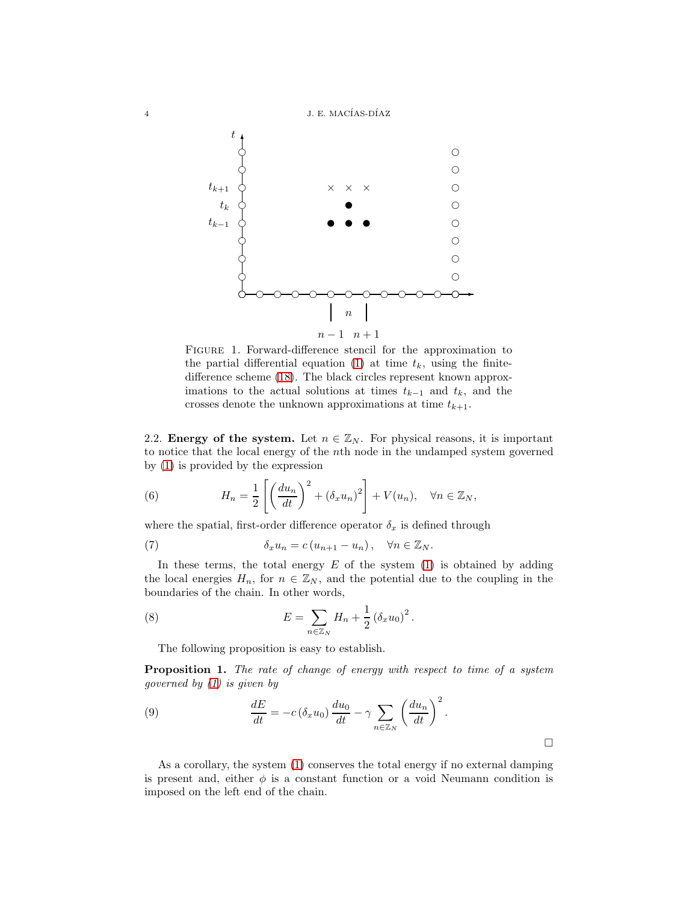FIGURE 1. Forward-difference stencil for the approximation to the partial differential equation (1) at time $t_k$, using the finite-difference scheme (18). The black circles represent known approximations to the actual solutions at times $t_{k-1}$ and $t_k$, and the crosses denote the unknown approximations at time $t_{k+1}$.

2.2. **Energy of the system.** Let $n \in \mathbb{Z}_N$. For physical reasons, it is important to notice that the local energy of the $n$th node in the undamped system governed by (1) is provided by the expression

$$H_n = \frac{1}{2}\left[\left(\frac{du_n}{dt}\right)^2 + (\delta_x u_n)^2\right] + V(u_n), \quad \forall n \in \mathbb{Z}_N, \tag{6}$$

where the spatial, first-order difference operator $\delta_x$ is defined through

$$\delta_x u_n = c\,(u_{n+1} - u_n)\,, \quad \forall n \in \mathbb{Z}_N. \tag{7}$$

In these terms, the total energy $E$ of the system (1) is obtained by adding the local energies $H_n$, for $n \in \mathbb{Z}_N$, and the potential due to the coupling in the boundaries of the chain. In other words,

$$E = \sum_{n \in \mathbb{Z}_N} H_n + \frac{1}{2}\left(\delta_x u_0\right)^2. \tag{8}$$

The following proposition is easy to establish.

**Proposition 1.** *The rate of change of energy with respect to time of a system governed by (1) is given by*

$$\frac{dE}{dt} = -c\,(\delta_x u_0)\,\frac{du_0}{dt} - \gamma \sum_{n \in \mathbb{Z}_N}\left(\frac{du_n}{dt}\right)^2. \tag{9}$$

□

As a corollary, the system (1) conserves the total energy if no external damping is present and, either $\phi$ is a constant function or a void Neumann condition is imposed on the left end of the chain.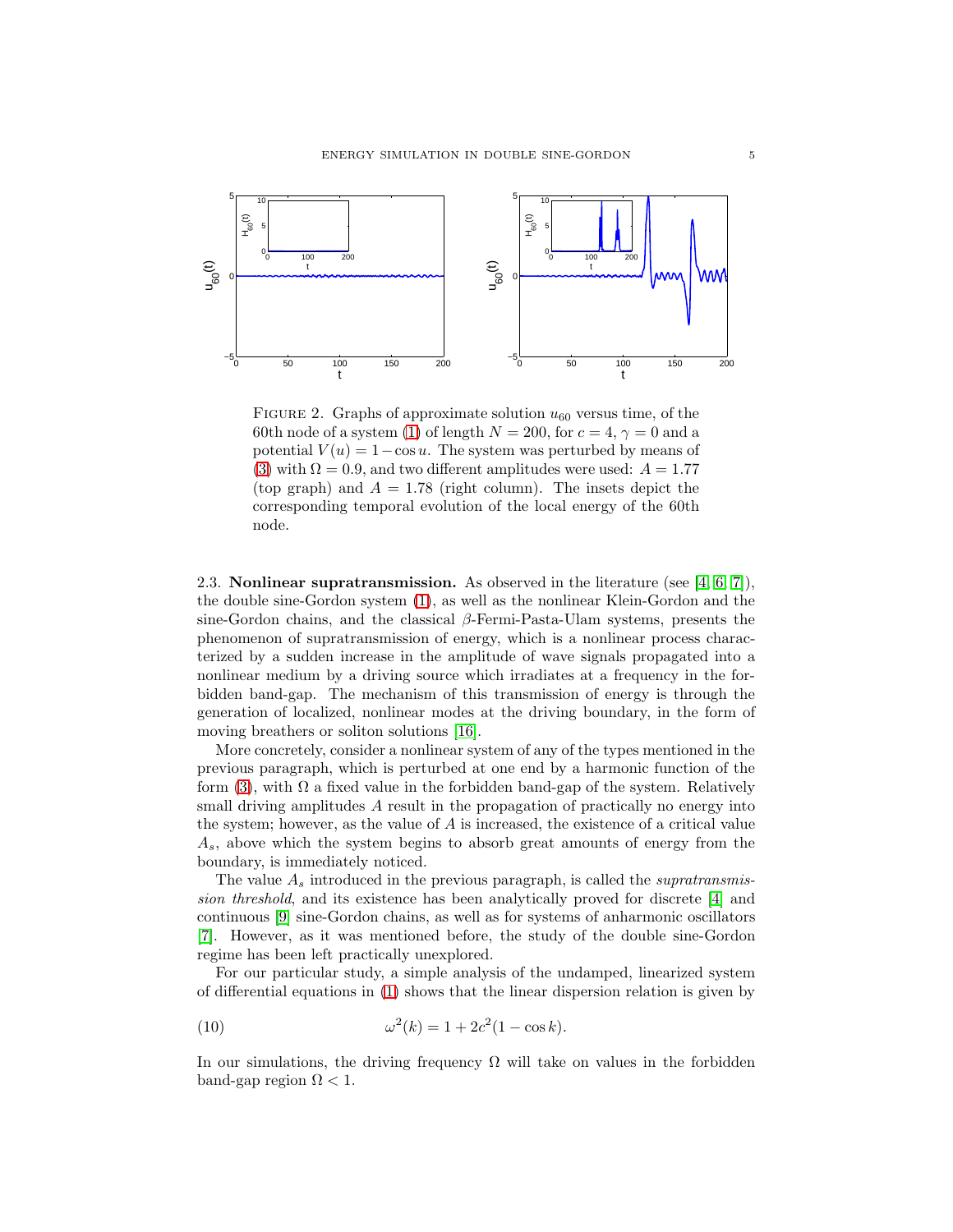FIGURE 2. Graphs of approximate solution $u_{60}$ versus time, of the 60th node of a system (1) of length $N = 200$, for $c = 4$, $\gamma = 0$ and a potential $V(u) = 1 - \cos u$. The system was perturbed by means of (3) with $\Omega = 0.9$, and two different amplitudes were used: $A = 1.77$ (top graph) and $A = 1.78$ (right column). The insets depict the corresponding temporal evolution of the local energy of the 60th node.

### 2.3. Nonlinear supratransmission.

As observed in the literature (see [4, 6, 7]), the double sine-Gordon system (1), as well as the nonlinear Klein-Gordon and the sine-Gordon chains, and the classical $\beta$-Fermi-Pasta-Ulam systems, presents the phenomenon of supratransmission of energy, which is a nonlinear process characterized by a sudden increase in the amplitude of wave signals propagated into a nonlinear medium by a driving source which irradiates at a frequency in the forbidden band-gap. The mechanism of this transmission of energy is through the generation of localized, nonlinear modes at the driving boundary, in the form of moving breathers or soliton solutions [16].

More concretely, consider a nonlinear system of any of the types mentioned in the previous paragraph, which is perturbed at one end by a harmonic function of the form (3), with $\Omega$ a fixed value in the forbidden band-gap of the system. Relatively small driving amplitudes $A$ result in the propagation of practically no energy into the system; however, as the value of $A$ is increased, the existence of a critical value $A_s$, above which the system begins to absorb great amounts of energy from the boundary, is immediately noticed.

The value $A_s$ introduced in the previous paragraph, is called the *supratransmission threshold*, and its existence has been analytically proved for discrete [4] and continuous [9] sine-Gordon chains, as well as for systems of anharmonic oscillators [7]. However, as it was mentioned before, the study of the double sine-Gordon regime has been left practically unexplored.

For our particular study, a simple analysis of the undamped, linearized system of differential equations in (1) shows that the linear dispersion relation is given by

$$\omega^2(k) = 1 + 2c^2(1 - \cos k). \tag{10}$$

In our simulations, the driving frequency $\Omega$ will take on values in the forbidden band-gap region $\Omega < 1$.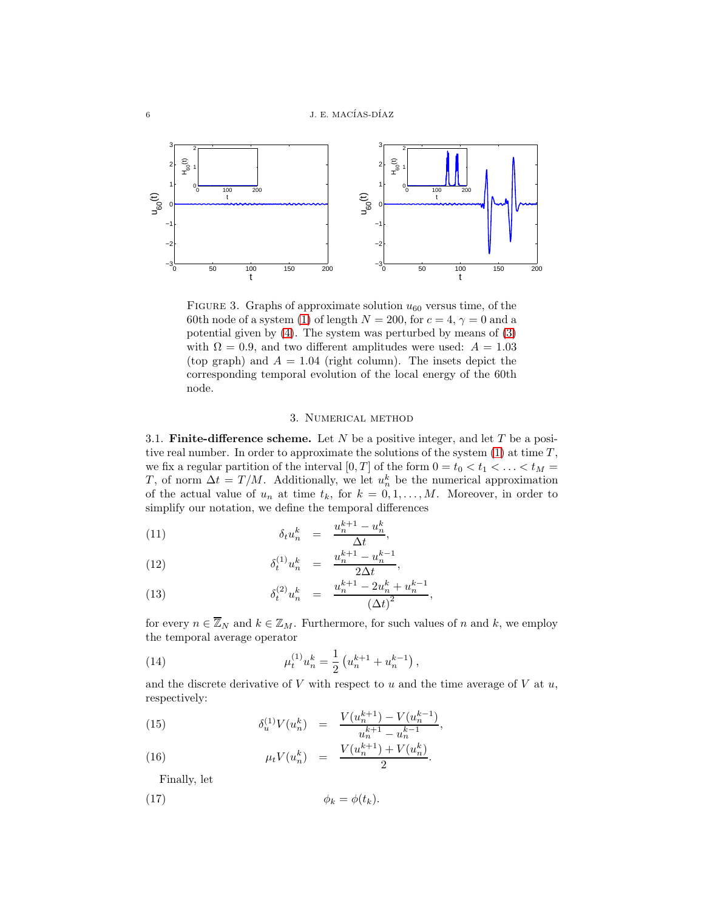FIGURE 3. Graphs of approximate solution $u_{60}$ versus time, of the 60th node of a system (1) of length $N = 200$, for $c = 4$, $\gamma = 0$ and a potential given by (4). The system was perturbed by means of (3) with $\Omega = 0.9$, and two different amplitudes were used: $A = 1.03$ (top graph) and $A = 1.04$ (right column). The insets depict the corresponding temporal evolution of the local energy of the 60th node.

## 3. Numerical method

**3.1. Finite-difference scheme.** Let $N$ be a positive integer, and let $T$ be a positive real number. In order to approximate the solutions of the system (1) at time $T$, we fix a regular partition of the interval $[0, T]$ of the form $0 = t_0 < t_1 < \ldots < t_M = T$, of norm $\Delta t = T/M$. Additionally, we let $u_n^k$ be the numerical approximation of the actual value of $u_n$ at time $t_k$, for $k = 0, 1, \ldots, M$. Moreover, in order to simplify our notation, we define the temporal differences

$$\delta_t u_n^k = \frac{u_n^{k+1} - u_n^k}{\Delta t}, \tag{11}$$

$$\delta_t^{(1)} u_n^k = \frac{u_n^{k+1} - u_n^{k-1}}{2\Delta t}, \tag{12}$$

$$\delta_t^{(2)} u_n^k = \frac{u_n^{k+1} - 2u_n^k + u_n^{k-1}}{(\Delta t)^2}, \tag{13}$$

for every $n \in \overline{\mathbb{Z}}_N$ and $k \in \mathbb{Z}_M$. Furthermore, for such values of $n$ and $k$, we employ the temporal average operator

$$\mu_t^{(1)} u_n^k = \frac{1}{2}\left(u_n^{k+1} + u_n^{k-1}\right), \tag{14}$$

and the discrete derivative of $V$ with respect to $u$ and the time average of $V$ at $u$, respectively:

$$\delta_u^{(1)} V(u_n^k) = \frac{V(u_n^{k+1}) - V(u_n^{k-1})}{u_n^{k+1} - u_n^{k-1}}, \tag{15}$$

$$\mu_t V(u_n^k) = \frac{V(u_n^{k+1}) + V(u_n^k)}{2}. \tag{16}$$

Finally, let

$$\phi_k = \phi(t_k). \tag{17}$$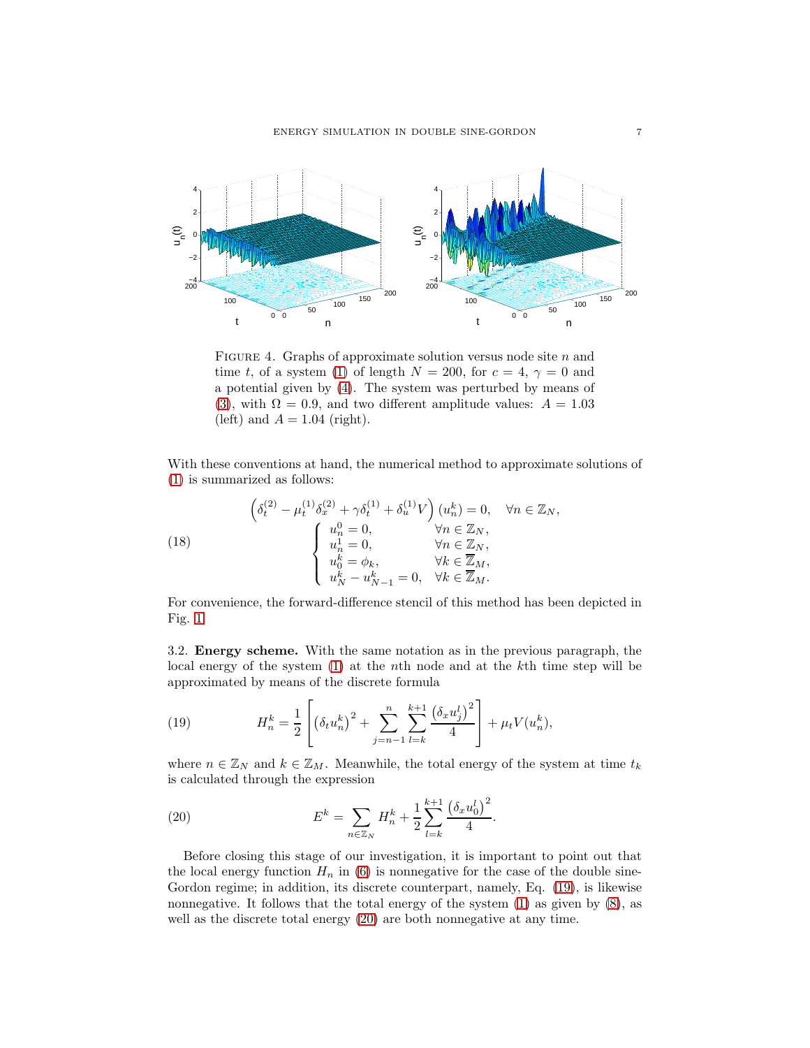FIGURE 4. Graphs of approximate solution versus node site $n$ and time $t$, of a system (1) of length $N = 200$, for $c = 4$, $\gamma = 0$ and a potential given by (4). The system was perturbed by means of (3), with $\Omega = 0.9$, and two different amplitude values: $A = 1.03$ (left) and $A = 1.04$ (right).

With these conventions at hand, the numerical method to approximate solutions of (1) is summarized as follows:

$$
\begin{aligned}
&\left(\delta_t^{(2)} - \mu_t^{(1)}\delta_x^{(2)} + \gamma\delta_t^{(1)} + \delta_u^{(1)}V\right)(u_n^k) = 0, \quad \forall n \in \mathbb{Z}_N, \\
&\begin{cases}
u_n^0 = 0, & \forall n \in \mathbb{Z}_N, \\
u_n^1 = 0, & \forall n \in \mathbb{Z}_N, \\
u_0^k = \phi_k, & \forall k \in \overline{\mathbb{Z}}_M, \\
u_N^k - u_{N-1}^k = 0, & \forall k \in \overline{\mathbb{Z}}_M.
\end{cases}
\end{aligned}
\tag{18}
$$

For convenience, the forward-difference stencil of this method has been depicted in Fig. 1.

3.2. **Energy scheme.** With the same notation as in the previous paragraph, the local energy of the system (1) at the $n$th node and at the $k$th time step will be approximated by means of the discrete formula

$$
H_n^k = \frac{1}{2}\left[\left(\delta_t u_n^k\right)^2 + \sum_{j=n-1}^{n}\sum_{l=k}^{k+1}\frac{\left(\delta_x u_j^l\right)^2}{4}\right] + \mu_t V(u_n^k), \tag{19}
$$

where $n \in \mathbb{Z}_N$ and $k \in \mathbb{Z}_M$. Meanwhile, the total energy of the system at time $t_k$ is calculated through the expression

$$
E^k = \sum_{n \in \mathbb{Z}_N} H_n^k + \frac{1}{2}\sum_{l=k}^{k+1}\frac{\left(\delta_x u_0^l\right)^2}{4}. \tag{20}
$$

Before closing this stage of our investigation, it is important to point out that the local energy function $H_n$ in (6) is nonnegative for the case of the double sine-Gordon regime; in addition, its discrete counterpart, namely, Eq. (19), is likewise nonnegative. It follows that the total energy of the system (1) as given by (8), as well as the discrete total energy (20) are both nonnegative at any time.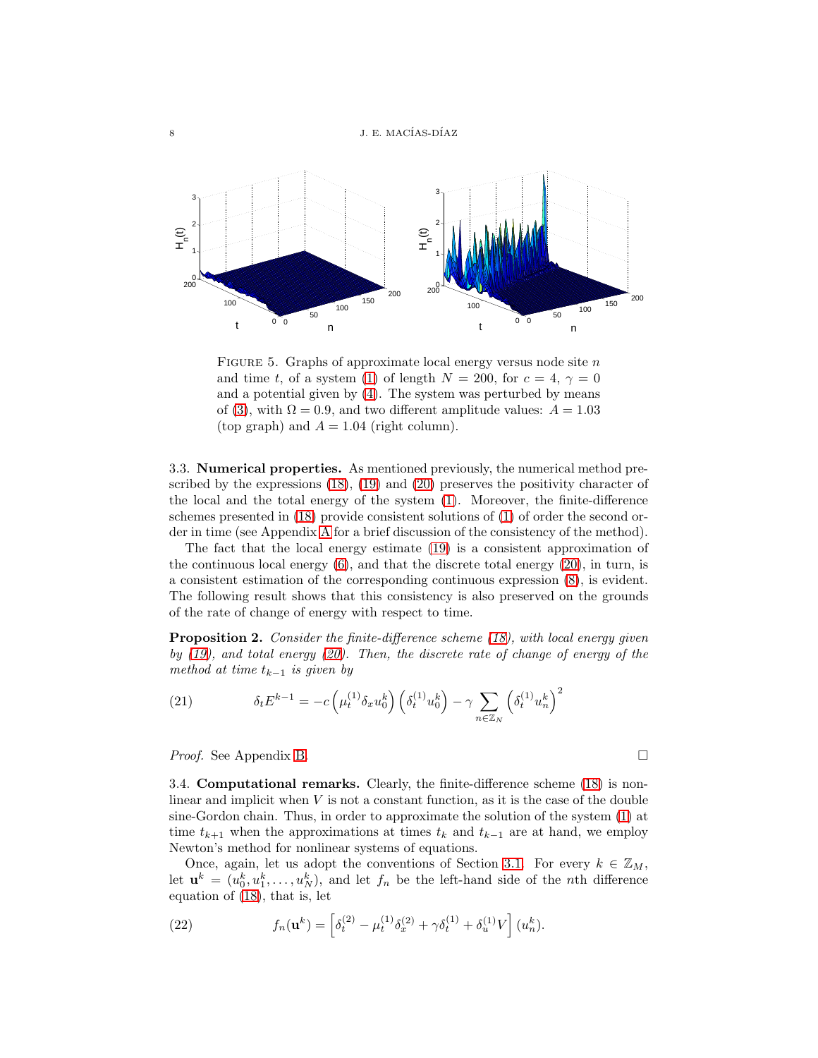FIGURE 5. Graphs of approximate local energy versus node site $n$ and time $t$, of a system (1) of length $N = 200$, for $c = 4$, $\gamma = 0$ and a potential given by (4). The system was perturbed by means of (3), with $\Omega = 0.9$, and two different amplitude values: $A = 1.03$ (top graph) and $A = 1.04$ (right column).

3.3. **Numerical properties.** As mentioned previously, the numerical method prescribed by the expressions (18), (19) and (20) preserves the positivity character of the local and the total energy of the system (1). Moreover, the finite-difference schemes presented in (18) provide consistent solutions of (1) of order the second order in time (see Appendix A for a brief discussion of the consistency of the method).

The fact that the local energy estimate (19) is a consistent approximation of the continuous local energy (6), and that the discrete total energy (20), in turn, is a consistent estimation of the corresponding continuous expression (8), is evident. The following result shows that this consistency is also preserved on the grounds of the rate of change of energy with respect to time.

**Proposition 2.** *Consider the finite-difference scheme (18), with local energy given by (19), and total energy (20). Then, the discrete rate of change of energy of the method at time $t_{k-1}$ is given by*

$$\delta_t E^{k-1} = -c\left(\mu_t^{(1)}\delta_x u_0^k\right)\left(\delta_t^{(1)} u_0^k\right) - \gamma \sum_{n\in\mathbb{Z}_N} \left(\delta_t^{(1)} u_n^k\right)^2 \tag{21}$$

*Proof.* See Appendix B. □

3.4. **Computational remarks.** Clearly, the finite-difference scheme (18) is nonlinear and implicit when $V$ is not a constant function, as it is the case of the double sine-Gordon chain. Thus, in order to approximate the solution of the system (1) at time $t_{k+1}$ when the approximations at times $t_k$ and $t_{k-1}$ are at hand, we employ Newton's method for nonlinear systems of equations.

Once, again, let us adopt the conventions of Section 3.1. For every $k \in \mathbb{Z}_M$, let $\mathbf{u}^k = (u_0^k, u_1^k, \ldots, u_N^k)$, and let $f_n$ be the left-hand side of the $n$th difference equation of (18), that is, let

$$f_n(\mathbf{u}^k) = \left[\delta_t^{(2)} - \mu_t^{(1)}\delta_x^{(2)} + \gamma\delta_t^{(1)} + \delta_u^{(1)} V\right](u_n^k). \tag{22}$$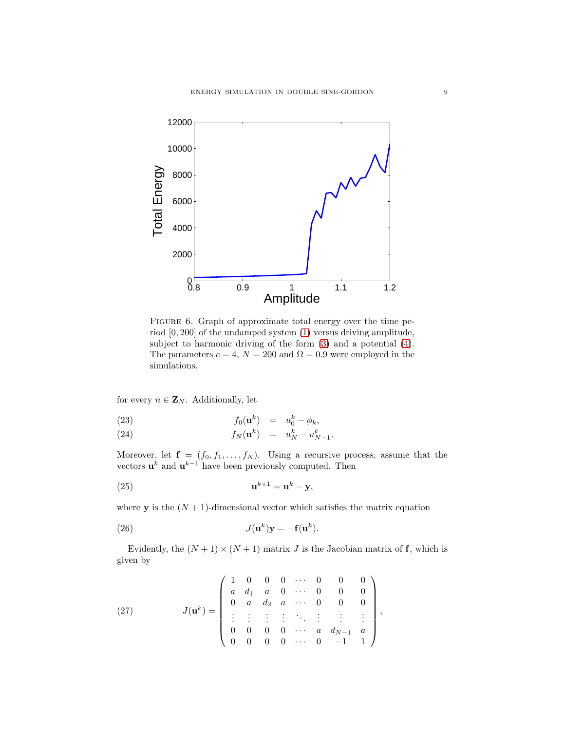FIGURE 6. Graph of approximate total energy over the time period $[0, 200]$ of the undamped system (1) versus driving amplitude, subject to harmonic driving of the form (3) and a potential (4). The parameters $c = 4$, $N = 200$ and $\Omega = 0.9$ were employed in the simulations.

for every $n \in \mathbf{Z}_N$. Additionally, let

$$f_0(\mathbf{u}^k) = u_0^k - \phi_k, \tag{23}$$

$$f_N(\mathbf{u}^k) = u_N^k - u_{N-1}^k. \tag{24}$$

Moreover, let $\mathbf{f} = (f_0, f_1, \ldots, f_N)$. Using a recursive process, assume that the vectors $\mathbf{u}^k$ and $\mathbf{u}^{k-1}$ have been previously computed. Then

$$\mathbf{u}^{k+1} = \mathbf{u}^k - \mathbf{y}, \tag{25}$$

where $\mathbf{y}$ is the $(N+1)$-dimensional vector which satisfies the matrix equation

$$J(\mathbf{u}^k)\mathbf{y} = -\mathbf{f}(\mathbf{u}^k). \tag{26}$$

Evidently, the $(N+1) \times (N+1)$ matrix $J$ is the Jacobian matrix of $\mathbf{f}$, which is given by

$$J(\mathbf{u}^k) = \begin{pmatrix} 1 & 0 & 0 & 0 & \cdots & 0 & 0 & 0 \\ a & d_1 & a & 0 & \cdots & 0 & 0 & 0 \\ 0 & a & d_2 & a & \cdots & 0 & 0 & 0 \\ \vdots & \vdots & \vdots & \vdots & \ddots & \vdots & \vdots & \vdots \\ 0 & 0 & 0 & 0 & \cdots & a & d_{N-1} & a \\ 0 & 0 & 0 & 0 & \cdots & 0 & -1 & 1 \end{pmatrix}, \tag{27}$$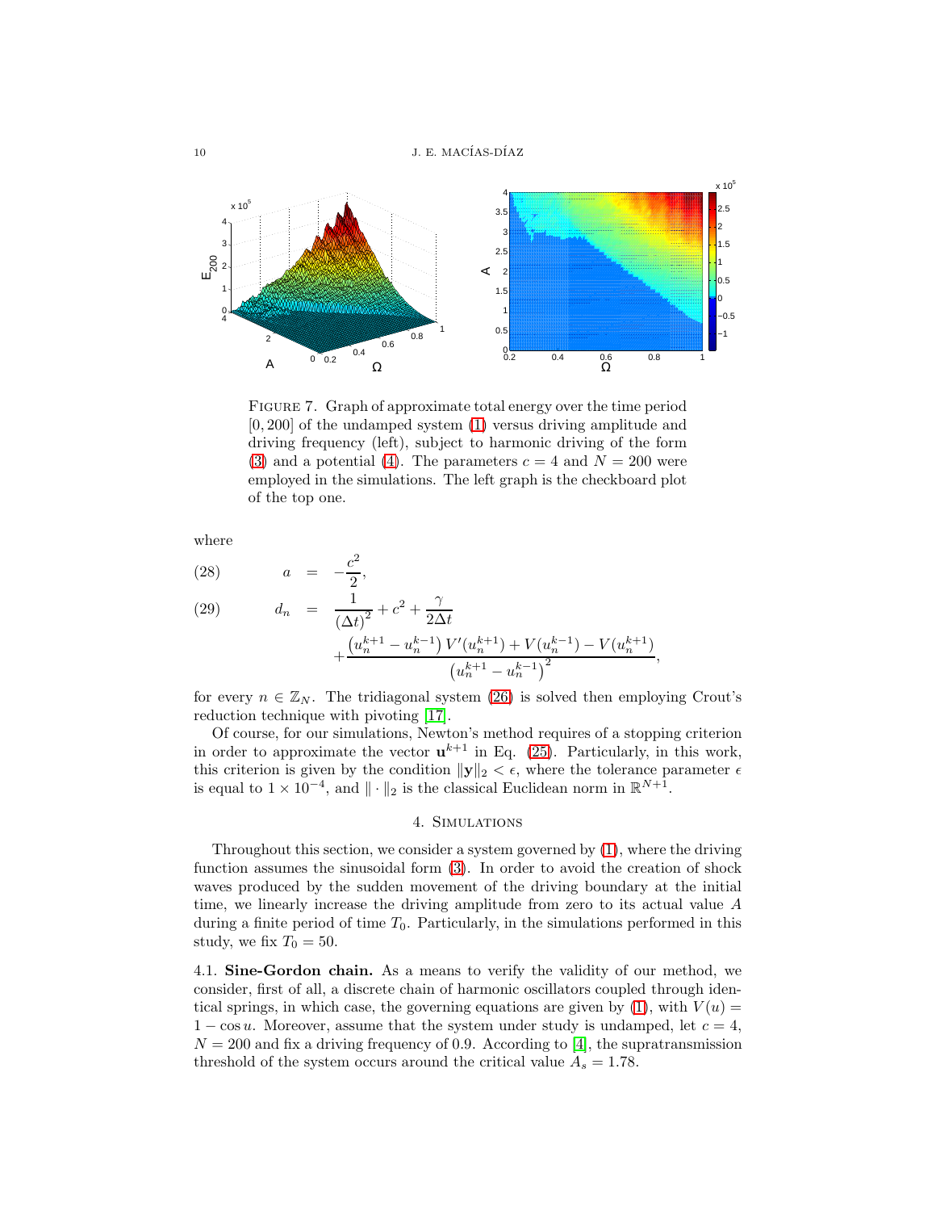FIGURE 7. Graph of approximate total energy over the time period $[0, 200]$ of the undamped system (1) versus driving amplitude and driving frequency (left), subject to harmonic driving of the form (3) and a potential (4). The parameters $c = 4$ and $N = 200$ were employed in the simulations. The left graph is the checkboard plot of the top one.

where

$$a = -\frac{c^2}{2}, \tag{28}$$

$$d_n = \frac{1}{(\Delta t)^2} + c^2 + \frac{\gamma}{2\Delta t} + \frac{\left(u_n^{k+1} - u_n^{k-1}\right) V'(u_n^{k+1}) + V(u_n^{k-1}) - V(u_n^{k+1})}{\left(u_n^{k+1} - u_n^{k-1}\right)^2}, \tag{29}$$

for every $n \in \mathbb{Z}_N$. The tridiagonal system (26) is solved then employing Crout's reduction technique with pivoting [17].

Of course, for our simulations, Newton's method requires of a stopping criterion in order to approximate the vector $\mathbf{u}^{k+1}$ in Eq. (25). Particularly, in this work, this criterion is given by the condition $\|\mathbf{y}\|_2 < \epsilon$, where the tolerance parameter $\epsilon$ is equal to $1 \times 10^{-4}$, and $\|\cdot\|_2$ is the classical Euclidean norm in $\mathbb{R}^{N+1}$.

## 4. Simulations

Throughout this section, we consider a system governed by (1), where the driving function assumes the sinusoidal form (3). In order to avoid the creation of shock waves produced by the sudden movement of the driving boundary at the initial time, we linearly increase the driving amplitude from zero to its actual value $A$ during a finite period of time $T_0$. Particularly, in the simulations performed in this study, we fix $T_0 = 50$.

4.1. **Sine-Gordon chain.** As a means to verify the validity of our method, we consider, first of all, a discrete chain of harmonic oscillators coupled through identical springs, in which case, the governing equations are given by (1), with $V(u) = 1 - \cos u$. Moreover, assume that the system under study is undamped, let $c = 4$, $N = 200$ and fix a driving frequency of 0.9. According to [4], the supratransmission threshold of the system occurs around the critical value $A_s = 1.78$.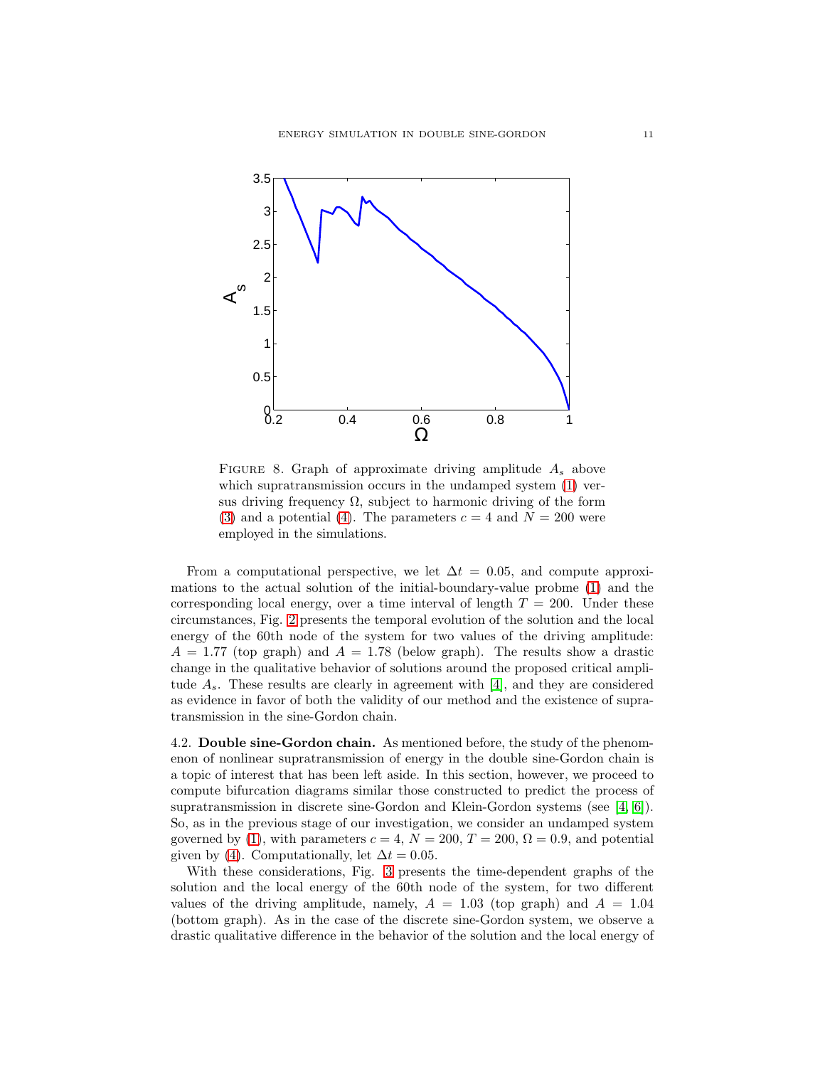Figure 8. Graph of approximate driving amplitude $A_s$ above which supratransmission occurs in the undamped system (1) versus driving frequency $\Omega$, subject to harmonic driving of the form (3) and a potential (4). The parameters $c = 4$ and $N = 200$ were employed in the simulations.

From a computational perspective, we let $\Delta t = 0.05$, and compute approximations to the actual solution of the initial-boundary-value probme (1) and the corresponding local energy, over a time interval of length $T = 200$. Under these circumstances, Fig. 2 presents the temporal evolution of the solution and the local energy of the 60th node of the system for two values of the driving amplitude: $A = 1.77$ (top graph) and $A = 1.78$ (below graph). The results show a drastic change in the qualitative behavior of solutions around the proposed critical amplitude $A_s$. These results are clearly in agreement with [4], and they are considered as evidence in favor of both the validity of our method and the existence of supratransmission in the sine-Gordon chain.

### 4.2. Double sine-Gordon chain.

As mentioned before, the study of the phenomenon of nonlinear supratransmission of energy in the double sine-Gordon chain is a topic of interest that has been left aside. In this section, however, we proceed to compute bifurcation diagrams similar those constructed to predict the process of supratransmission in discrete sine-Gordon and Klein-Gordon systems (see [4, 6]). So, as in the previous stage of our investigation, we consider an undamped system governed by (1), with parameters $c = 4$, $N = 200$, $T = 200$, $\Omega = 0.9$, and potential given by (4). Computationally, let $\Delta t = 0.05$.

With these considerations, Fig. 3 presents the time-dependent graphs of the solution and the local energy of the 60th node of the system, for two different values of the driving amplitude, namely, $A = 1.03$ (top graph) and $A = 1.04$ (bottom graph). As in the case of the discrete sine-Gordon system, we observe a drastic qualitative difference in the behavior of the solution and the local energy of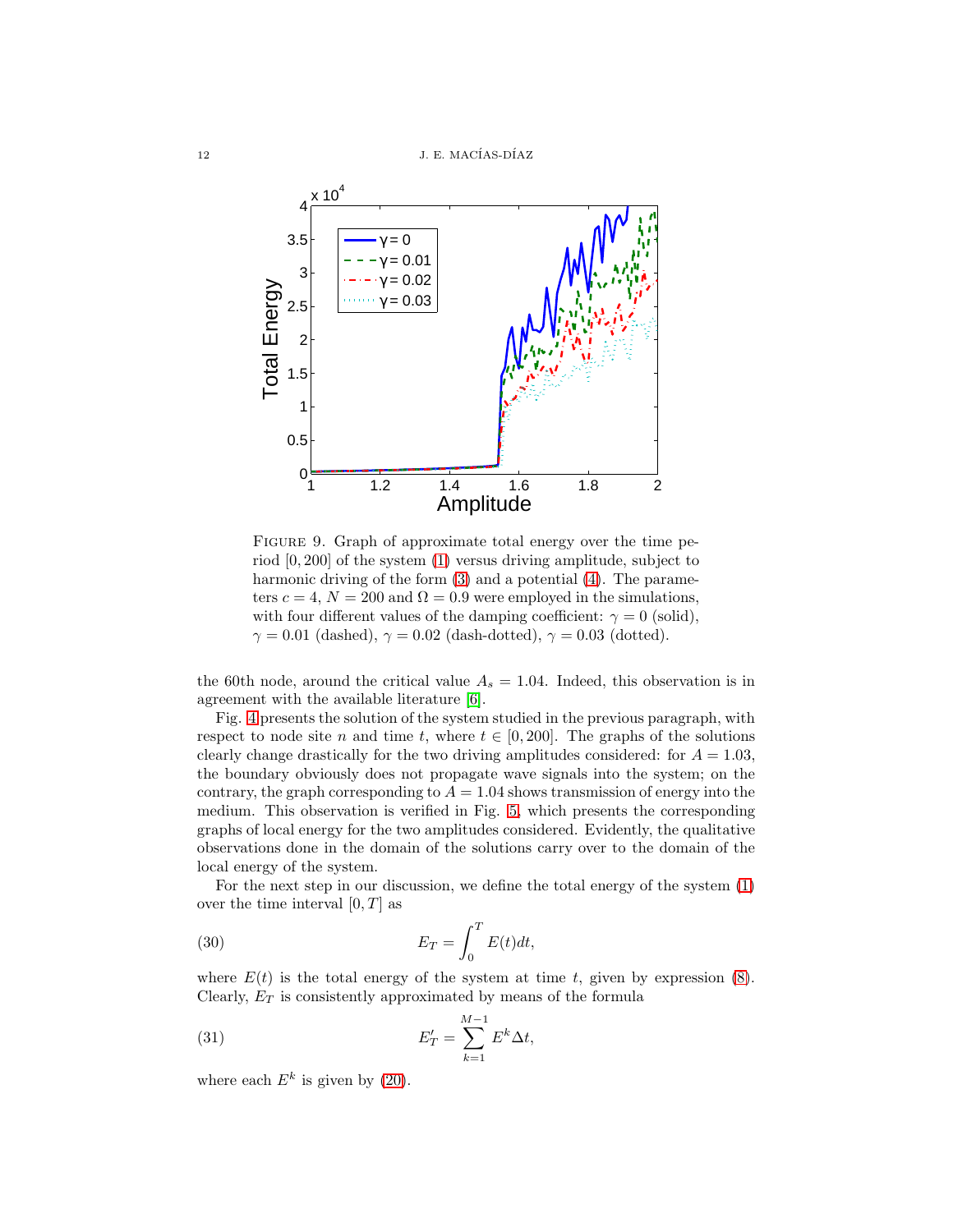FIGURE 9. Graph of approximate total energy over the time period $[0, 200]$ of the system (1) versus driving amplitude, subject to harmonic driving of the form (3) and a potential (4). The parameters $c = 4$, $N = 200$ and $\Omega = 0.9$ were employed in the simulations, with four different values of the damping coefficient: $\gamma = 0$ (solid), $\gamma = 0.01$ (dashed), $\gamma = 0.02$ (dash-dotted), $\gamma = 0.03$ (dotted).

the 60th node, around the critical value $A_s = 1.04$. Indeed, this observation is in agreement with the available literature [6].

Fig. 4 presents the solution of the system studied in the previous paragraph, with respect to node site $n$ and time $t$, where $t \in [0, 200]$. The graphs of the solutions clearly change drastically for the two driving amplitudes considered: for $A = 1.03$, the boundary obviously does not propagate wave signals into the system; on the contrary, the graph corresponding to $A = 1.04$ shows transmission of energy into the medium. This observation is verified in Fig. 5, which presents the corresponding graphs of local energy for the two amplitudes considered. Evidently, the qualitative observations done in the domain of the solutions carry over to the domain of the local energy of the system.

For the next step in our discussion, we define the total energy of the system (1) over the time interval $[0, T]$ as

$$E_T = \int_0^T E(t)dt, \tag{30}$$

where $E(t)$ is the total energy of the system at time $t$, given by expression (8). Clearly, $E_T$ is consistently approximated by means of the formula

$$E'_T = \sum_{k=1}^{M-1} E^k \Delta t, \tag{31}$$

where each $E^k$ is given by (20).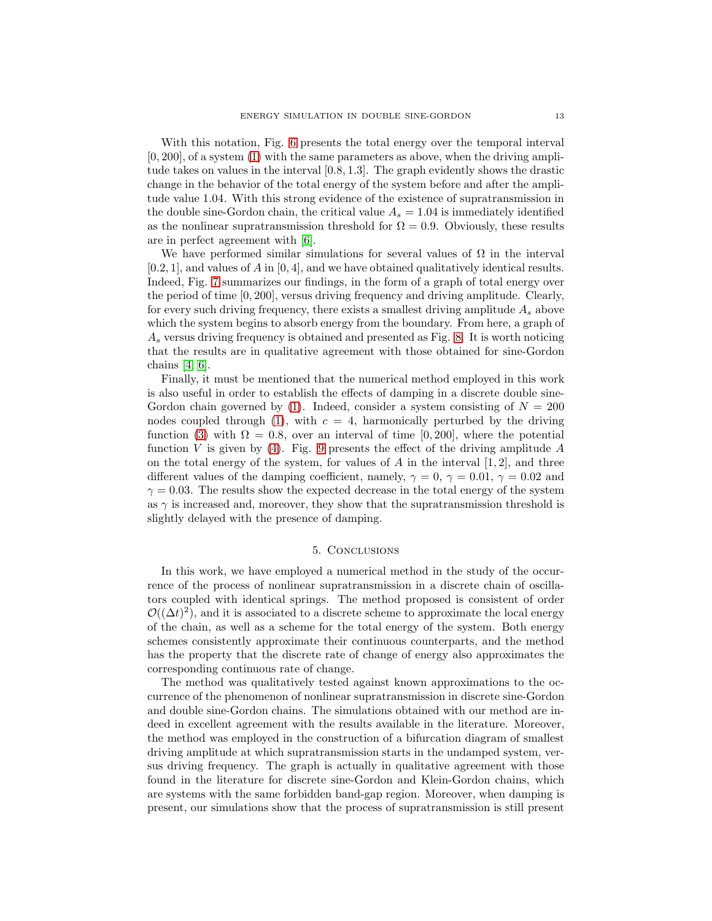With this notation, Fig. 6 presents the total energy over the temporal interval $[0, 200]$, of a system (1) with the same parameters as above, when the driving amplitude takes on values in the interval $[0.8, 1.3]$. The graph evidently shows the drastic change in the behavior of the total energy of the system before and after the amplitude value 1.04. With this strong evidence of the existence of supratransmission in the double sine-Gordon chain, the critical value $A_s = 1.04$ is immediately identified as the nonlinear supratransmission threshold for $\Omega = 0.9$. Obviously, these results are in perfect agreement with [6].

We have performed similar simulations for several values of $\Omega$ in the interval $[0.2, 1]$, and values of $A$ in $[0, 4]$, and we have obtained qualitatively identical results. Indeed, Fig. 7 summarizes our findings, in the form of a graph of total energy over the period of time $[0, 200]$, versus driving frequency and driving amplitude. Clearly, for every such driving frequency, there exists a smallest driving amplitude $A_s$ above which the system begins to absorb energy from the boundary. From here, a graph of $A_s$ versus driving frequency is obtained and presented as Fig. 8. It is worth noticing that the results are in qualitative agreement with those obtained for sine-Gordon chains [4, 6].

Finally, it must be mentioned that the numerical method employed in this work is also useful in order to establish the effects of damping in a discrete double sine-Gordon chain governed by (1). Indeed, consider a system consisting of $N = 200$ nodes coupled through (1), with $c = 4$, harmonically perturbed by the driving function (3) with $\Omega = 0.8$, over an interval of time $[0, 200]$, where the potential function $V$ is given by (4). Fig. 9 presents the effect of the driving amplitude $A$ on the total energy of the system, for values of $A$ in the interval $[1, 2]$, and three different values of the damping coefficient, namely, $\gamma = 0$, $\gamma = 0.01$, $\gamma = 0.02$ and $\gamma = 0.03$. The results show the expected decrease in the total energy of the system as $\gamma$ is increased and, moreover, they show that the supratransmission threshold is slightly delayed with the presence of damping.

## 5. Conclusions

In this work, we have employed a numerical method in the study of the occurrence of the process of nonlinear supratransmission in a discrete chain of oscillators coupled with identical springs. The method proposed is consistent of order $\mathcal{O}((\Delta t)^2)$, and it is associated to a discrete scheme to approximate the local energy of the chain, as well as a scheme for the total energy of the system. Both energy schemes consistently approximate their continuous counterparts, and the method has the property that the discrete rate of change of energy also approximates the corresponding continuous rate of change.

The method was qualitatively tested against known approximations to the occurrence of the phenomenon of nonlinear supratransmission in discrete sine-Gordon and double sine-Gordon chains. The simulations obtained with our method are indeed in excellent agreement with the results available in the literature. Moreover, the method was employed in the construction of a bifurcation diagram of smallest driving amplitude at which supratransmission starts in the undamped system, versus driving frequency. The graph is actually in qualitative agreement with those found in the literature for discrete sine-Gordon and Klein-Gordon chains, which are systems with the same forbidden band-gap region. Moreover, when damping is present, our simulations show that the process of supratransmission is still present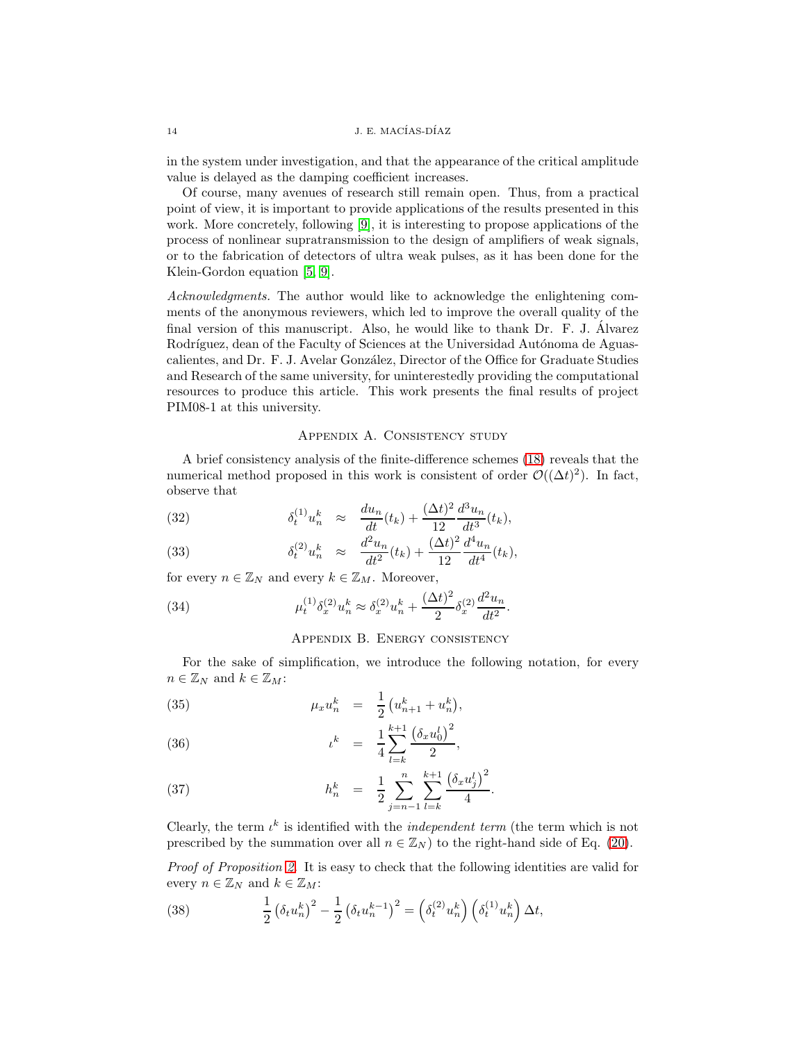in the system under investigation, and that the appearance of the critical amplitude value is delayed as the damping coefficient increases.

Of course, many avenues of research still remain open. Thus, from a practical point of view, it is important to provide applications of the results presented in this work. More concretely, following [9], it is interesting to propose applications of the process of nonlinear supratransmission to the design of amplifiers of weak signals, or to the fabrication of detectors of ultra weak pulses, as it has been done for the Klein-Gordon equation [5, 9].

*Acknowledgments.* The author would like to acknowledge the enlightening comments of the anonymous reviewers, which led to improve the overall quality of the final version of this manuscript. Also, he would like to thank Dr. F. J. Álvarez Rodríguez, dean of the Faculty of Sciences at the Universidad Autónoma de Aguascalientes, and Dr. F. J. Avelar González, Director of the Office for Graduate Studies and Research of the same university, for uninterestedly providing the computational resources to produce this article. This work presents the final results of project PIM08-1 at this university.

## Appendix A. Consistency study

A brief consistency analysis of the finite-difference schemes (18) reveals that the numerical method proposed in this work is consistent of order $\mathcal{O}((\Delta t)^2)$. In fact, observe that

$$\delta_t^{(1)} u_n^k \approx \frac{du_n}{dt}(t_k) + \frac{(\Delta t)^2}{12}\frac{d^3 u_n}{dt^3}(t_k), \tag{32}$$

$$\delta_t^{(2)} u_n^k \approx \frac{d^2 u_n}{dt^2}(t_k) + \frac{(\Delta t)^2}{12}\frac{d^4 u_n}{dt^4}(t_k), \tag{33}$$

for every $n \in \mathbb{Z}_N$ and every $k \in \mathbb{Z}_M$. Moreover,

$$\mu_t^{(1)} \delta_x^{(2)} u_n^k \approx \delta_x^{(2)} u_n^k + \frac{(\Delta t)^2}{2}\delta_x^{(2)} \frac{d^2 u_n}{dt^2}. \tag{34}$$

## Appendix B. Energy consistency

For the sake of simplification, we introduce the following notation, for every $n \in \mathbb{Z}_N$ and $k \in \mathbb{Z}_M$:

$$\mu_x u_n^k = \frac{1}{2}\left(u_{n+1}^k + u_n^k\right), \tag{35}$$

$$\iota^k = \frac{1}{4}\sum_{l=k}^{k+1} \frac{\left(\delta_x u_0^l\right)^2}{2}, \tag{36}$$

$$h_n^k = \frac{1}{2}\sum_{j=n-1}^{n}\sum_{l=k}^{k+1} \frac{\left(\delta_x u_j^l\right)^2}{4}. \tag{37}$$

Clearly, the term $\iota^k$ is identified with the *independent term* (the term which is not prescribed by the summation over all $n \in \mathbb{Z}_N$) to the right-hand side of Eq. (20).

*Proof of Proposition 2.* It is easy to check that the following identities are valid for every $n \in \mathbb{Z}_N$ and $k \in \mathbb{Z}_M$:

$$\frac{1}{2}\left(\delta_t u_n^k\right)^2 - \frac{1}{2}\left(\delta_t u_n^{k-1}\right)^2 = \left(\delta_t^{(2)} u_n^k\right)\left(\delta_t^{(1)} u_n^k\right)\Delta t, \tag{38}$$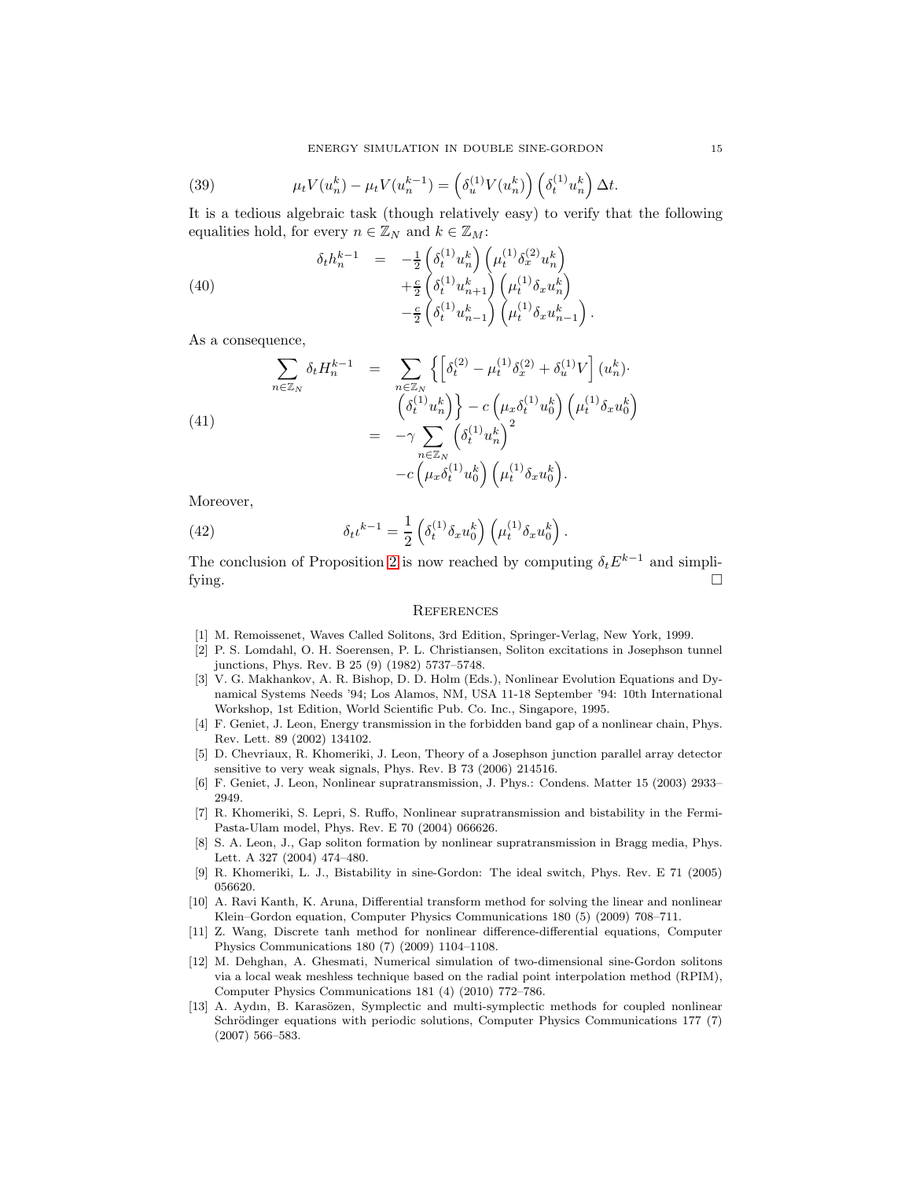$$\mu_t V(u_n^k) - \mu_t V(u_n^{k-1}) = \left(\delta_u^{(1)} V(u_n^k)\right)\left(\delta_t^{(1)} u_n^k\right)\Delta t. \tag{39}$$

It is a tedious algebraic task (though relatively easy) to verify that the following equalities hold, for every $n \in \mathbb{Z}_N$ and $k \in \mathbb{Z}_M$:

$$\begin{aligned} \delta_t h_n^{k-1} &= -\tfrac{1}{2}\left(\delta_t^{(1)} u_n^k\right)\left(\mu_t^{(1)} \delta_x^{(2)} u_n^k\right) \\ &\quad + \tfrac{c}{2}\left(\delta_t^{(1)} u_{n+1}^k\right)\left(\mu_t^{(1)} \delta_x u_n^k\right) \\ &\quad - \tfrac{c}{2}\left(\delta_t^{(1)} u_{n-1}^k\right)\left(\mu_t^{(1)} \delta_x u_{n-1}^k\right). \end{aligned} \tag{40}$$

As a consequence,

$$\begin{aligned} \sum_{n\in\mathbb{Z}_N} \delta_t H_n^{k-1} &= \sum_{n\in\mathbb{Z}_N} \left\{ \left[\delta_t^{(2)} - \mu_t^{(1)} \delta_x^{(2)} + \delta_u^{(1)} V\right](u_n^k) \cdot \right. \\ &\qquad \left. \left(\delta_t^{(1)} u_n^k\right)\right\} - c\left(\mu_x \delta_t^{(1)} u_0^k\right)\left(\mu_t^{(1)} \delta_x u_0^k\right) \\ &= -\gamma \sum_{n\in\mathbb{Z}_N} \left(\delta_t^{(1)} u_n^k\right)^2 \\ &\quad - c\left(\mu_x \delta_t^{(1)} u_0^k\right)\left(\mu_t^{(1)} \delta_x u_0^k\right). \end{aligned} \tag{41}$$

Moreover,

$$\delta_t t^{k-1} = \frac{1}{2}\left(\delta_t^{(1)} \delta_x u_0^k\right)\left(\mu_t^{(1)} \delta_x u_0^k\right). \tag{42}$$

The conclusion of Proposition 2 is now reached by computing $\delta_t E^{k-1}$ and simplifying. □

## References

[1] M. Remoissenet, Waves Called Solitons, 3rd Edition, Springer-Verlag, New York, 1999.

[2] P. S. Lomdahl, O. H. Soerensen, P. L. Christiansen, Soliton excitations in Josephson tunnel junctions, Phys. Rev. B 25 (9) (1982) 5737–5748.

[3] V. G. Makhankov, A. R. Bishop, D. D. Holm (Eds.), Nonlinear Evolution Equations and Dynamical Systems Needs '94; Los Alamos, NM, USA 11-18 September '94: 10th International Workshop, 1st Edition, World Scientific Pub. Co. Inc., Singapore, 1995.

[4] F. Geniet, J. Leon, Energy transmission in the forbidden band gap of a nonlinear chain, Phys. Rev. Lett. 89 (2002) 134102.

[5] D. Chevriaux, R. Khomeriki, J. Leon, Theory of a Josephson junction parallel array detector sensitive to very weak signals, Phys. Rev. B 73 (2006) 214516.

[6] F. Geniet, J. Leon, Nonlinear supratransmission, J. Phys.: Condens. Matter 15 (2003) 2933–2949.

[7] R. Khomeriki, S. Lepri, S. Ruffo, Nonlinear supratransmission and bistability in the Fermi-Pasta-Ulam model, Phys. Rev. E 70 (2004) 066626.

[8] S. A. Leon, J., Gap soliton formation by nonlinear supratransmission in Bragg media, Phys. Lett. A 327 (2004) 474–480.

[9] R. Khomeriki, L. J., Bistability in sine-Gordon: The ideal switch, Phys. Rev. E 71 (2005) 056620.

[10] A. Ravi Kanth, K. Aruna, Differential transform method for solving the linear and nonlinear Klein–Gordon equation, Computer Physics Communications 180 (5) (2009) 708–711.

[11] Z. Wang, Discrete tanh method for nonlinear difference-differential equations, Computer Physics Communications 180 (7) (2009) 1104–1108.

[12] M. Dehghan, A. Ghesmati, Numerical simulation of two-dimensional sine-Gordon solitons via a local weak meshless technique based on the radial point interpolation method (RPIM), Computer Physics Communications 181 (4) (2010) 772–786.

[13] A. Aydın, B. Karasözen, Symplectic and multi-symplectic methods for coupled nonlinear Schrödinger equations with periodic solutions, Computer Physics Communications 177 (7) (2007) 566–583.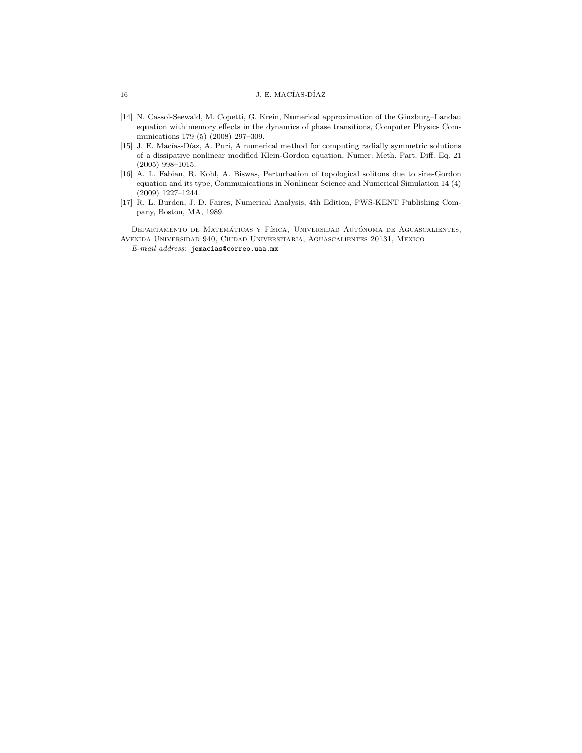[14] N. Cassol-Seewald, M. Copetti, G. Krein, Numerical approximation of the Ginzburg–Landau equation with memory effects in the dynamics of phase transitions, Computer Physics Communications 179 (5) (2008) 297–309.

[15] J. E. Macías-Díaz, A. Puri, A numerical method for computing radially symmetric solutions of a dissipative nonlinear modified Klein-Gordon equation, Numer. Meth. Part. Diff. Eq. 21 (2005) 998–1015.

[16] A. L. Fabian, R. Kohl, A. Biswas, Perturbation of topological solitons due to sine-Gordon equation and its type, Communications in Nonlinear Science and Numerical Simulation 14 (4) (2009) 1227–1244.

[17] R. L. Burden, J. D. Faires, Numerical Analysis, 4th Edition, PWS-KENT Publishing Company, Boston, MA, 1989.

Departamento de Matemáticas y Física, Universidad Autónoma de Aguascalientes, Avenida Universidad 940, Ciudad Universitaria, Aguascalientes 20131, Mexico

*E-mail address*: jemacias@correo.uaa.mx